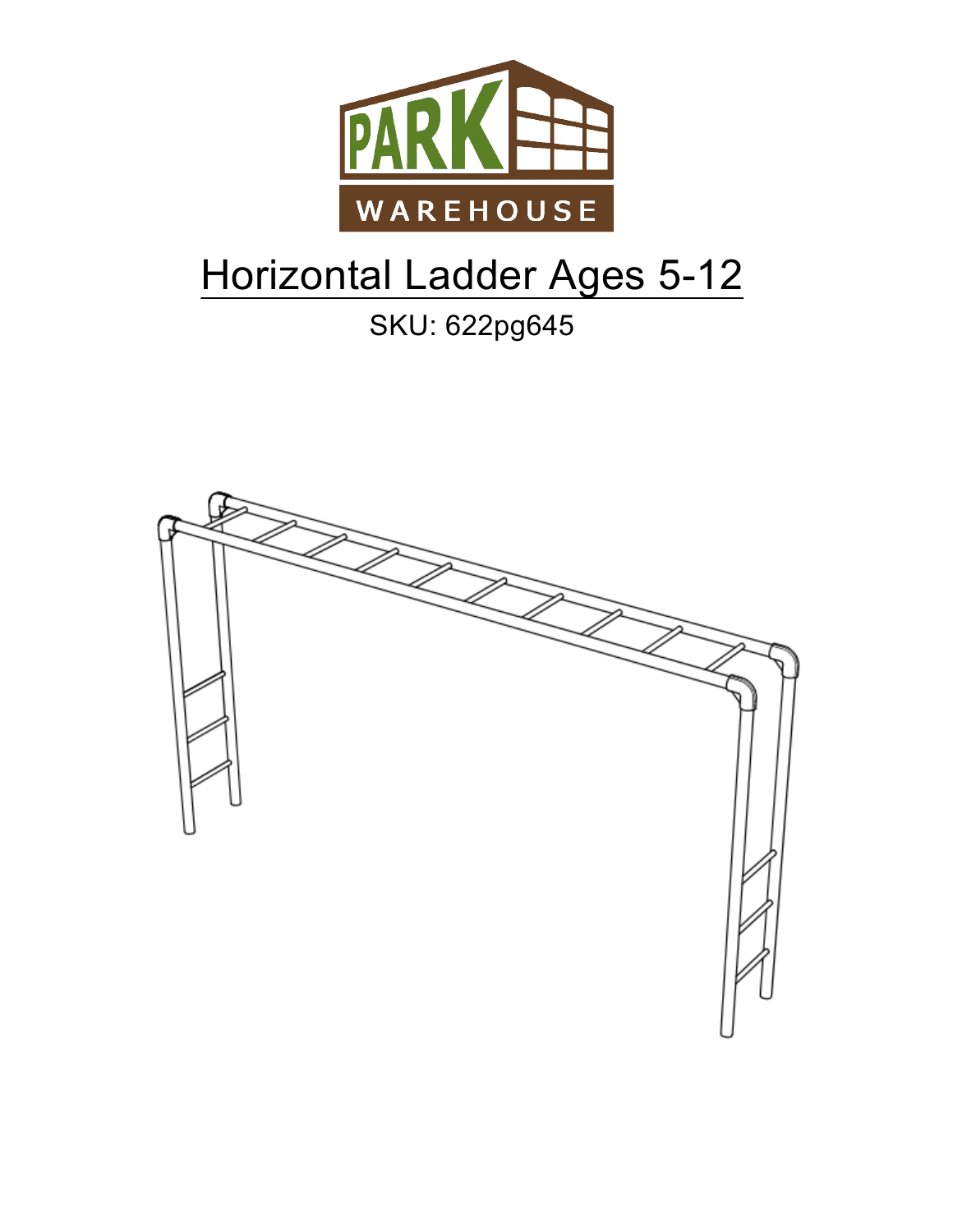PARK WAREHOUSE

# Horizontal Ladder Ages 5-12

SKU: 622pg645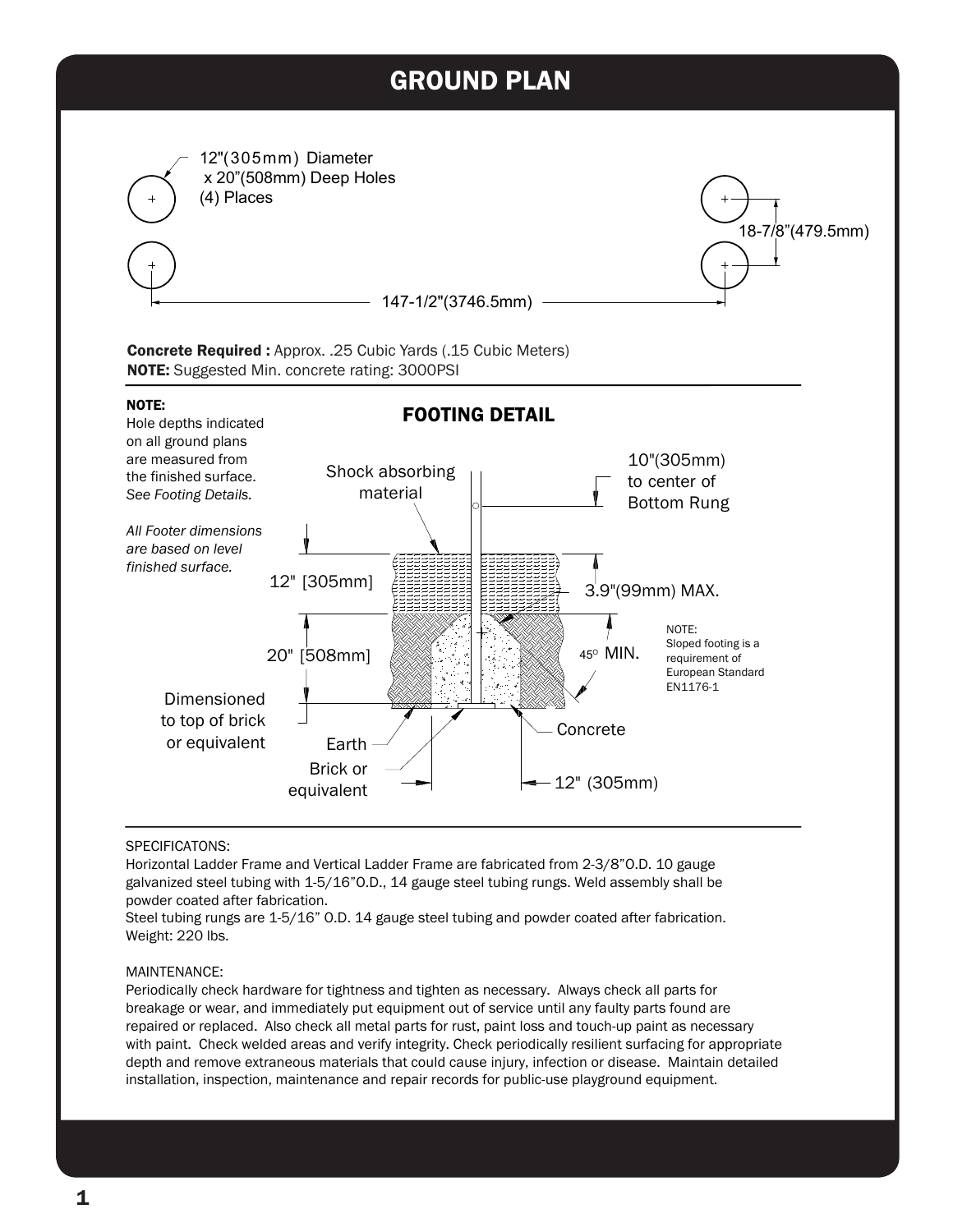# GROUND PLAN

12"(305mm) Diameter x 20"(508mm) Deep Holes (4) Places

18-7/8"(479.5mm)

147-1/2"(3746.5mm)

**Concrete Required :** Approx. .25 Cubic Yards (.15 Cubic Meters)
**NOTE:** Suggested Min. concrete rating: 3000PSI

**NOTE:**
Hole depths indicated on all ground plans are measured from the finished surface. *See Footing Details.*

*All Footer dimensions are based on level finished surface.*

## FOOTING DETAIL

Shock absorbing material

10"(305mm) to center of Bottom Rung

12" [305mm]

3.9"(99mm) MAX.

20" [508mm]

45° MIN.

NOTE:
Sloped footing is a requirement of European Standard EN1176-1

Dimensioned to top of brick or equivalent

Earth

Brick or equivalent

Concrete

12" (305mm)

SPECIFICATONS:
Horizontal Ladder Frame and Vertical Ladder Frame are fabricated from 2-3/8"O.D. 10 gauge galvanized steel tubing with 1-5/16"O.D., 14 gauge steel tubing rungs. Weld assembly shall be powder coated after fabrication.
Steel tubing rungs are 1-5/16" O.D. 14 gauge steel tubing and powder coated after fabrication.
Weight: 220 lbs.

MAINTENANCE:
Periodically check hardware for tightness and tighten as necessary. Always check all parts for breakage or wear, and immediately put equipment out of service until any faulty parts found are repaired or replaced. Also check all metal parts for rust, paint loss and touch-up paint as necessary with paint. Check welded areas and verify integrity. Check periodically resilient surfacing for appropriate depth and remove extraneous materials that could cause injury, infection or disease. Maintain detailed installation, inspection, maintenance and repair records for public-use playground equipment.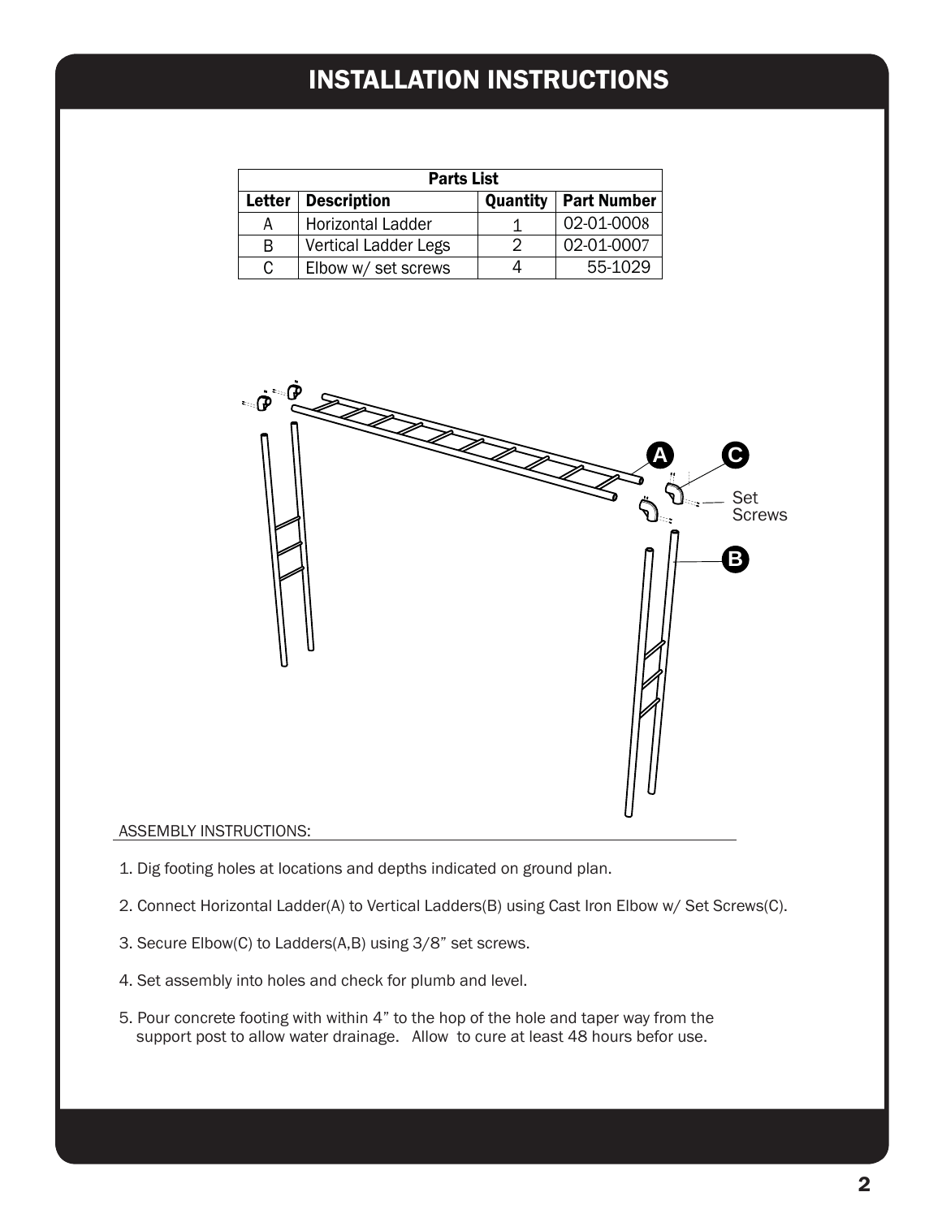# INSTALLATION INSTRUCTIONS

| Parts List | | | |
|---|---|---|---|
| **Letter** | **Description** | **Quantity** | **Part Number** |
| A | Horizontal Ladder | 1 | 02-01-0008 |
| B | Vertical Ladder Legs | 2 | 02-01-0007 |
| C | Elbow w/ set screws | 4 | 55-1029 |

A
C
Set Screws
B

ASSEMBLY INSTRUCTIONS:

1. Dig footing holes at locations and depths indicated on ground plan.
2. Connect Horizontal Ladder(A) to Vertical Ladders(B) using Cast Iron Elbow w/ Set Screws(C).
3. Secure Elbow(C) to Ladders(A,B) using 3/8" set screws.
4. Set assembly into holes and check for plumb and level.
5. Pour concrete footing with within 4" to the hop of the hole and taper way from the support post to allow water drainage. Allow to cure at least 48 hours befor use.